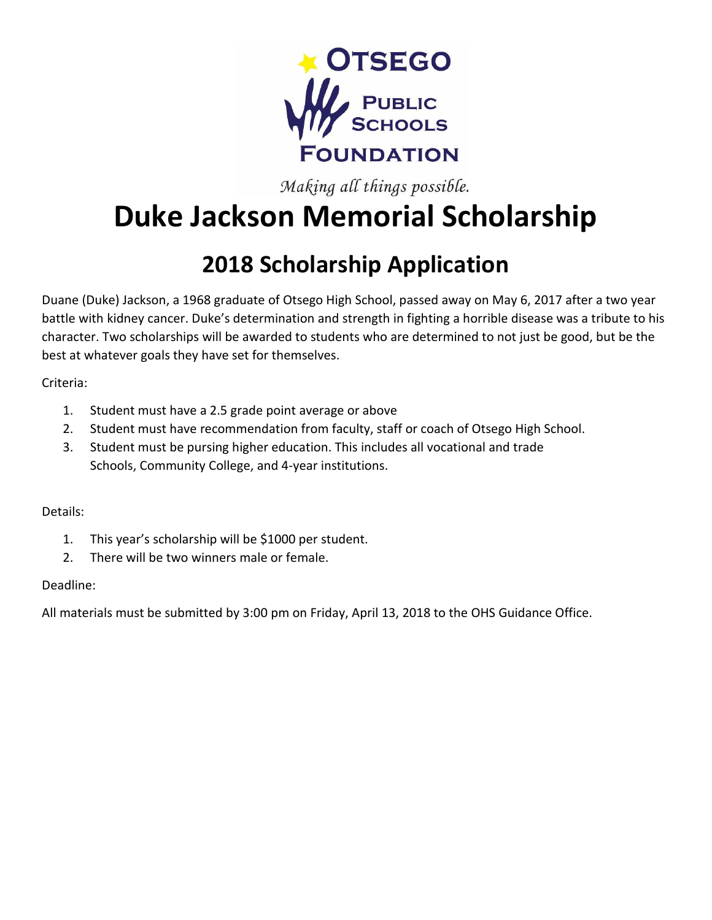OTSEGO PUBLIC SCHOOLS FOUNDATION

*Making all things possible.*

# Duke Jackson Memorial Scholarship

## 2018 Scholarship Application

Duane (Duke) Jackson, a 1968 graduate of Otsego High School, passed away on May 6, 2017 after a two year battle with kidney cancer. Duke's determination and strength in fighting a horrible disease was a tribute to his character. Two scholarships will be awarded to students who are determined to not just be good, but be the best at whatever goals they have set for themselves.

Criteria:

1. Student must have a 2.5 grade point average or above
2. Student must have recommendation from faculty, staff or coach of Otsego High School.
3. Student must be pursing higher education. This includes all vocational and trade Schools, Community College, and 4-year institutions.

Details:

1. This year's scholarship will be $1000 per student.
2. There will be two winners male or female.

Deadline:

All materials must be submitted by 3:00 pm on Friday, April 13, 2018 to the OHS Guidance Office.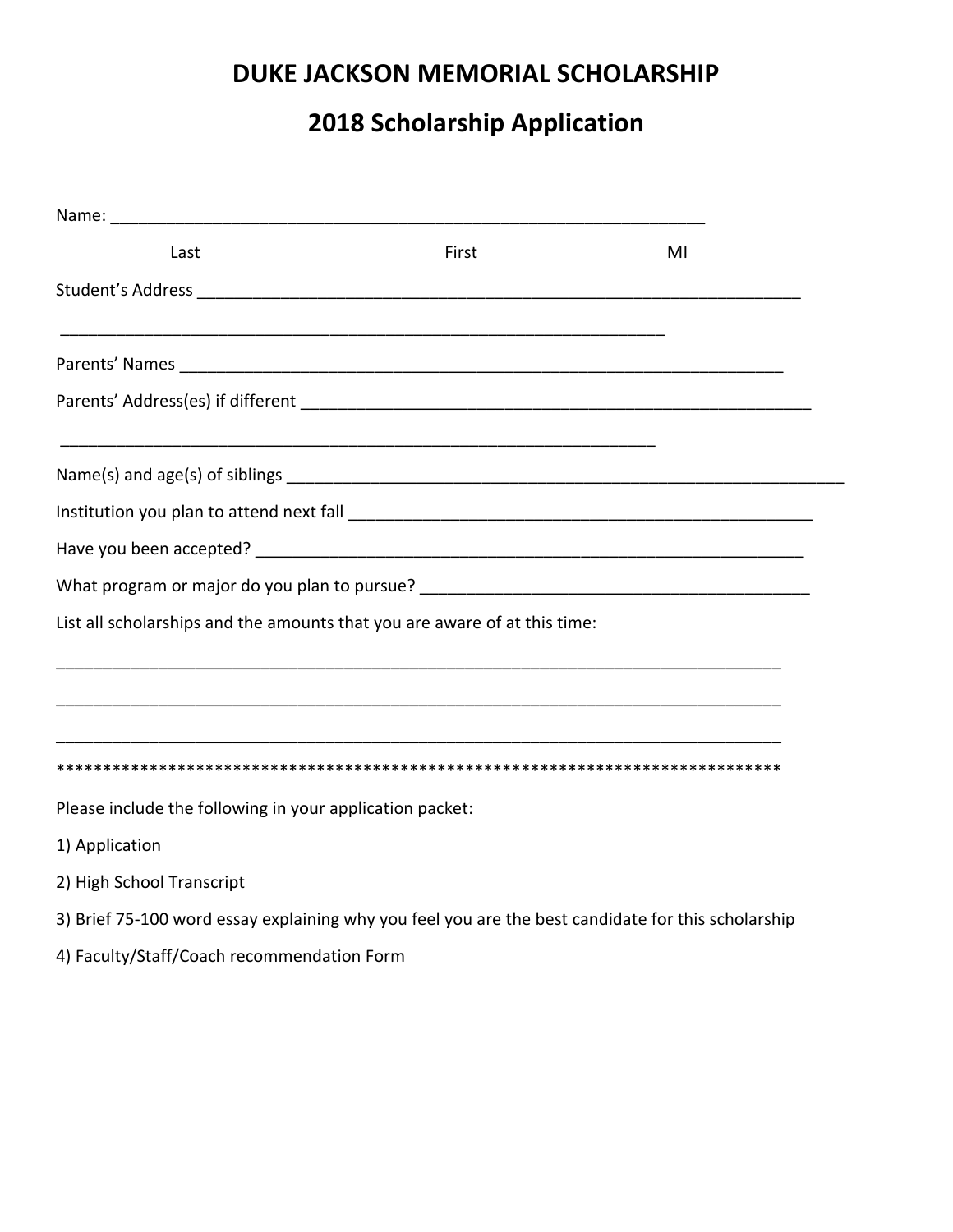# DUKE JACKSON MEMORIAL SCHOLARSHIP

## 2018 Scholarship Application

Name: ________________________________________________________________

Last                                        First                                        MI

Student's Address ________________________________________________________________

________________________________________________________________

Parents' Names ________________________________________________________________

Parents' Address(es) if different ____________________________________________________

________________________________________________________________

Name(s) and age(s) of siblings ________________________________________________________

Institution you plan to attend next fall _______________________________________________

Have you been accepted? _____________________________________________________________

What program or major do you plan to pursue? _______________________________________

List all scholarships and the amounts that you are aware of at this time:

________________________________________________________________________________

________________________________________________________________________________

________________________________________________________________________________

*******************************************************************************

Please include the following in your application packet:

1) Application

2) High School Transcript

3) Brief 75-100 word essay explaining why you feel you are the best candidate for this scholarship

4) Faculty/Staff/Coach recommendation Form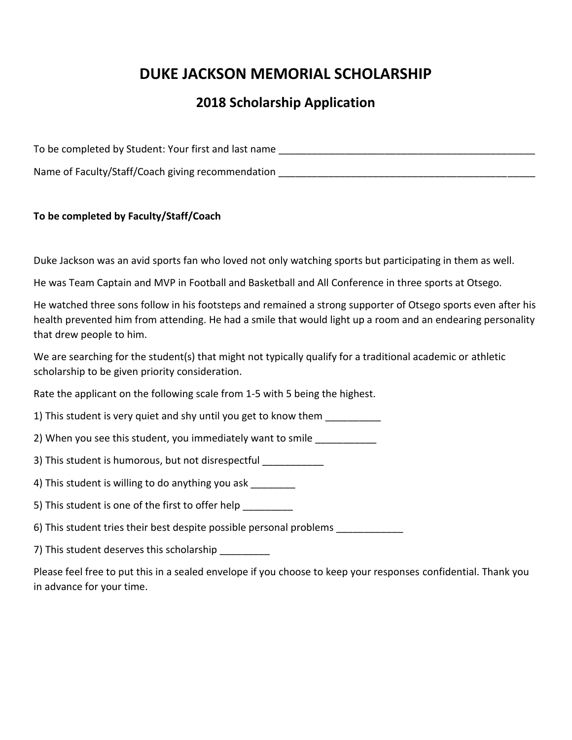# DUKE JACKSON MEMORIAL SCHOLARSHIP

## 2018 Scholarship Application

To be completed by Student: Your first and last name ________________________________________________

Name of Faculty/Staff/Coach giving recommendation ________________________________________________

**To be completed by Faculty/Staff/Coach**

Duke Jackson was an avid sports fan who loved not only watching sports but participating in them as well.

He was Team Captain and MVP in Football and Basketball and All Conference in three sports at Otsego.

He watched three sons follow in his footsteps and remained a strong supporter of Otsego sports even after his health prevented him from attending. He had a smile that would light up a room and an endearing personality that drew people to him.

We are searching for the student(s) that might not typically qualify for a traditional academic or athletic scholarship to be given priority consideration.

Rate the applicant on the following scale from 1-5 with 5 being the highest.

1) This student is very quiet and shy until you get to know them __________

2) When you see this student, you immediately want to smile ___________

3) This student is humorous, but not disrespectful ___________

4) This student is willing to do anything you ask ________

5) This student is one of the first to offer help _________

6) This student tries their best despite possible personal problems ____________

7) This student deserves this scholarship _________

Please feel free to put this in a sealed envelope if you choose to keep your responses confidential. Thank you in advance for your time.